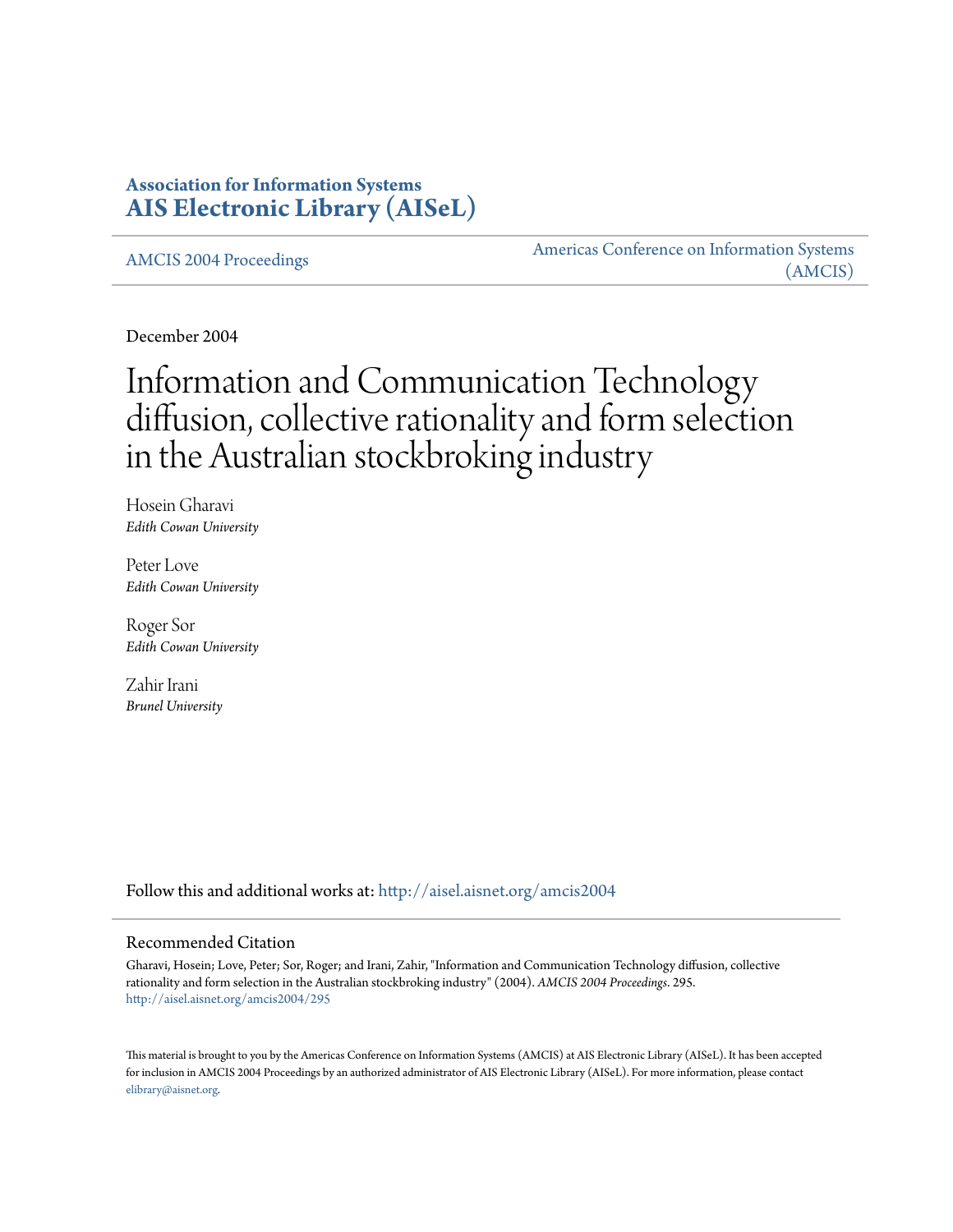**Association for Information Systems**
**AIS Electronic Library (AISeL)**

AMCIS 2004 Proceedings

Americas Conference on Information Systems (AMCIS)

December 2004

# Information and Communication Technology diffusion, collective rationality and form selection in the Australian stockbroking industry

Hosein Gharavi
*Edith Cowan University*

Peter Love
*Edith Cowan University*

Roger Sor
*Edith Cowan University*

Zahir Irani
*Brunel University*

Follow this and additional works at: http://aisel.aisnet.org/amcis2004

## Recommended Citation

Gharavi, Hosein; Love, Peter; Sor, Roger; and Irani, Zahir, "Information and Communication Technology diffusion, collective rationality and form selection in the Australian stockbroking industry" (2004). *AMCIS 2004 Proceedings*. 295.
http://aisel.aisnet.org/amcis2004/295

This material is brought to you by the Americas Conference on Information Systems (AMCIS) at AIS Electronic Library (AISeL). It has been accepted for inclusion in AMCIS 2004 Proceedings by an authorized administrator of AIS Electronic Library (AISeL). For more information, please contact elibrary@aisnet.org.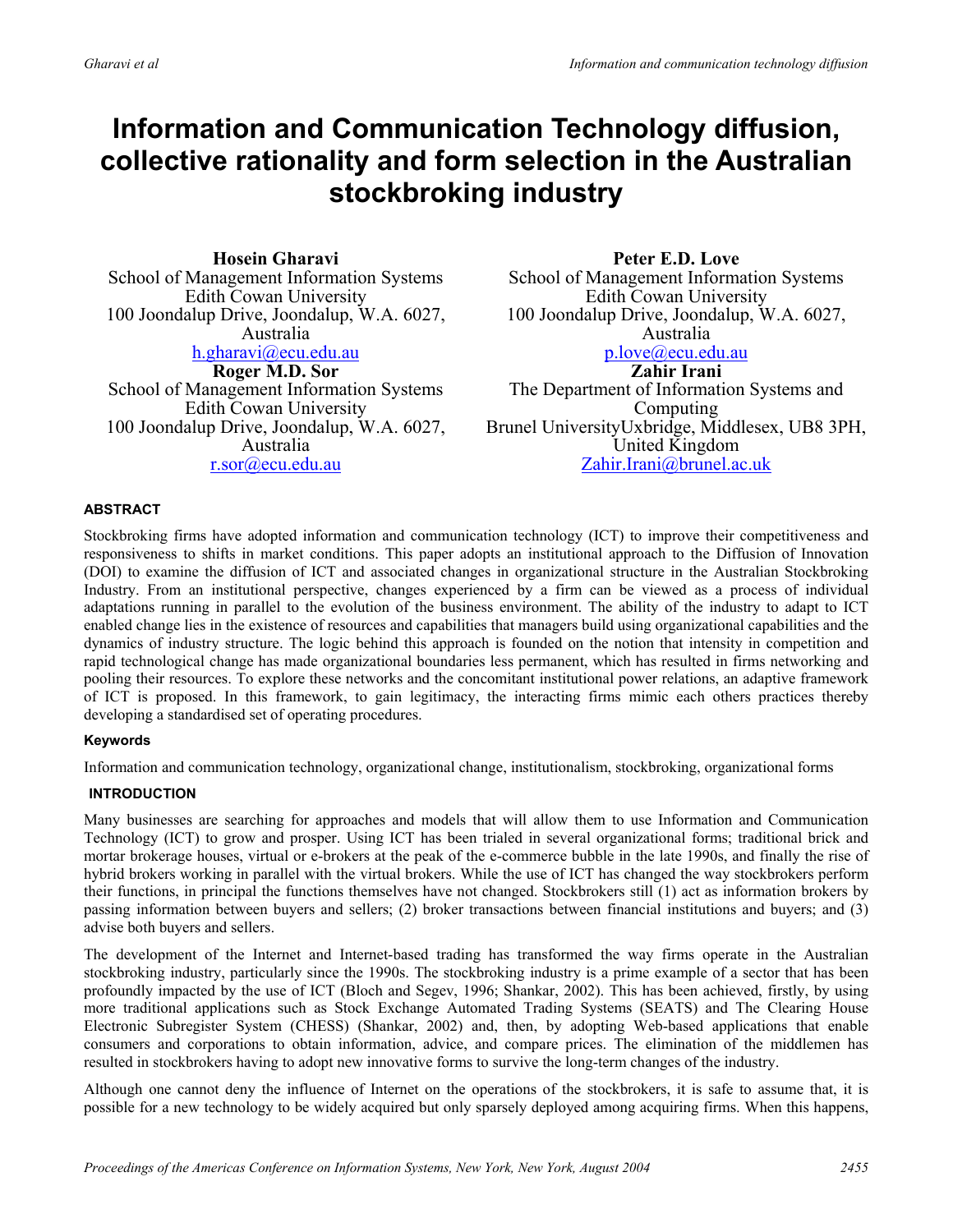# Information and Communication Technology diffusion, collective rationality and form selection in the Australian stockbroking industry

**Hosein Gharavi**
School of Management Information Systems
Edith Cowan University
100 Joondalup Drive, Joondalup, W.A. 6027, Australia
h.gharavi@ecu.edu.au

**Peter E.D. Love**
School of Management Information Systems
Edith Cowan University
100 Joondalup Drive, Joondalup, W.A. 6027, Australia
p.love@ecu.edu.au

**Roger M.D. Sor**
School of Management Information Systems
Edith Cowan University
100 Joondalup Drive, Joondalup, W.A. 6027, Australia
r.sor@ecu.edu.au

**Zahir Irani**
The Department of Information Systems and Computing
Brunel UniversityUxbridge, Middlesex, UB8 3PH, United Kingdom
Zahir.Irani@brunel.ac.uk

## ABSTRACT

Stockbroking firms have adopted information and communication technology (ICT) to improve their competitiveness and responsiveness to shifts in market conditions. This paper adopts an institutional approach to the Diffusion of Innovation (DOI) to examine the diffusion of ICT and associated changes in organizational structure in the Australian Stockbroking Industry. From an institutional perspective, changes experienced by a firm can be viewed as a process of individual adaptations running in parallel to the evolution of the business environment. The ability of the industry to adapt to ICT enabled change lies in the existence of resources and capabilities that managers build using organizational capabilities and the dynamics of industry structure. The logic behind this approach is founded on the notion that intensity in competition and rapid technological change has made organizational boundaries less permanent, which has resulted in firms networking and pooling their resources. To explore these networks and the concomitant institutional power relations, an adaptive framework of ICT is proposed. In this framework, to gain legitimacy, the interacting firms mimic each others practices thereby developing a standardised set of operating procedures.

### Keywords

Information and communication technology, organizational change, institutionalism, stockbroking, organizational forms

## INTRODUCTION

Many businesses are searching for approaches and models that will allow them to use Information and Communication Technology (ICT) to grow and prosper. Using ICT has been trialed in several organizational forms; traditional brick and mortar brokerage houses, virtual or e-brokers at the peak of the e-commerce bubble in the late 1990s, and finally the rise of hybrid brokers working in parallel with the virtual brokers. While the use of ICT has changed the way stockbrokers perform their functions, in principal the functions themselves have not changed. Stockbrokers still (1) act as information brokers by passing information between buyers and sellers; (2) broker transactions between financial institutions and buyers; and (3) advise both buyers and sellers.

The development of the Internet and Internet-based trading has transformed the way firms operate in the Australian stockbroking industry, particularly since the 1990s. The stockbroking industry is a prime example of a sector that has been profoundly impacted by the use of ICT (Bloch and Segev, 1996; Shankar, 2002). This has been achieved, firstly, by using more traditional applications such as Stock Exchange Automated Trading Systems (SEATS) and The Clearing House Electronic Subregister System (CHESS) (Shankar, 2002) and, then, by adopting Web-based applications that enable consumers and corporations to obtain information, advice, and compare prices. The elimination of the middlemen has resulted in stockbrokers having to adopt new innovative forms to survive the long-term changes of the industry.

Although one cannot deny the influence of Internet on the operations of the stockbrokers, it is safe to assume that, it is possible for a new technology to be widely acquired but only sparsely deployed among acquiring firms. When this happens,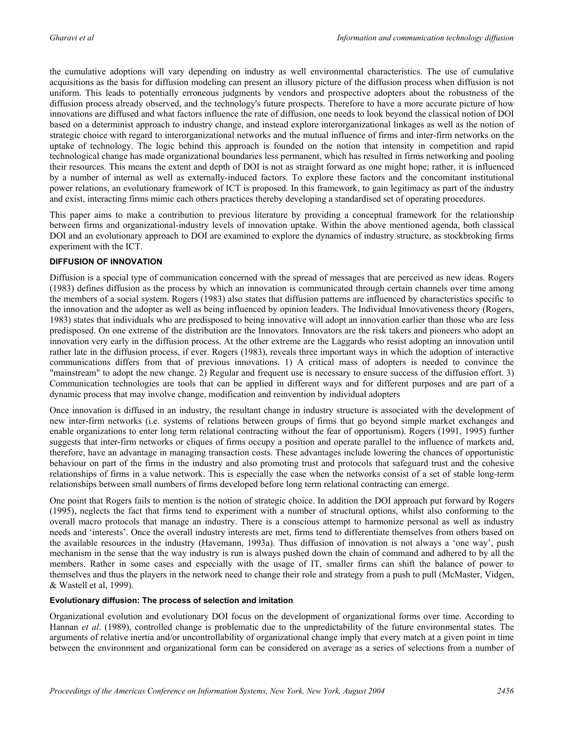the cumulative adoptions will vary depending on industry as well environmental characteristics. The use of cumulative acquisitions as the basis for diffusion modeling can present an illusory picture of the diffusion process when diffusion is not uniform. This leads to potentially erroneous judgments by vendors and prospective adopters about the robustness of the diffusion process already observed, and the technology's future prospects. Therefore to have a more accurate picture of how innovations are diffused and what factors influence the rate of diffusion, one needs to look beyond the classical notion of DOI based on a determinist approach to industry change, and instead explore interorganizational linkages as well as the notion of strategic choice with regard to interorganizational networks and the mutual influence of firms and inter-firm networks on the uptake of technology. The logic behind this approach is founded on the notion that intensity in competition and rapid technological change has made organizational boundaries less permanent, which has resulted in firms networking and pooling their resources. This means the extent and depth of DOI is not as straight forward as one might hope; rather, it is influenced by a number of internal as well as externally-induced factors. To explore these factors and the concomitant institutional power relations, an evolutionary framework of ICT is proposed. In this framework, to gain legitimacy as part of the industry and exist, interacting firms mimic each others practices thereby developing a standardised set of operating procedures.

This paper aims to make a contribution to previous literature by providing a conceptual framework for the relationship between firms and organizational-industry levels of innovation uptake. Within the above mentioned agenda, both classical DOI and an evolutionary approach to DOI are examined to explore the dynamics of industry structure, as stockbroking firms experiment with the ICT.

## DIFFUSION OF INNOVATION

Diffusion is a special type of communication concerned with the spread of messages that are perceived as new ideas. Rogers (1983) defines diffusion as the process by which an innovation is communicated through certain channels over time among the members of a social system. Rogers (1983) also states that diffusion patterns are influenced by characteristics specific to the innovation and the adopter as well as being influenced by opinion leaders. The Individual Innovativeness theory (Rogers, 1983) states that individuals who are predisposed to being innovative will adopt an innovation earlier than those who are less predisposed. On one extreme of the distribution are the Innovators. Innovators are the risk takers and pioneers who adopt an innovation very early in the diffusion process. At the other extreme are the Laggards who resist adopting an innovation until rather late in the diffusion process, if ever. Rogers (1983), reveals three important ways in which the adoption of interactive communications differs from that of previous innovations. 1) A critical mass of adopters is needed to convince the "mainstream" to adopt the new change. 2) Regular and frequent use is necessary to ensure success of the diffusion effort. 3) Communication technologies are tools that can be applied in different ways and for different purposes and are part of a dynamic process that may involve change, modification and reinvention by individual adopters

Once innovation is diffused in an industry, the resultant change in industry structure is associated with the development of new inter-firm networks (i.e. systems of relations between groups of firms that go beyond simple market exchanges and enable organizations to enter long term relational contracting without the fear of opportunism). Rogers (1991, 1995) further suggests that inter-firm networks or cliques of firms occupy a position and operate parallel to the influence of markets and, therefore, have an advantage in managing transaction costs. These advantages include lowering the chances of opportunistic behaviour on part of the firms in the industry and also promoting trust and protocols that safeguard trust and the cohesive relationships of firms in a value network. This is especially the case when the networks consist of a set of stable long-term relationships between small numbers of firms developed before long term relational contracting can emerge.

One point that Rogers fails to mention is the notion of strategic choice. In addition the DOI approach put forward by Rogers (1995), neglects the fact that firms tend to experiment with a number of structural options, whilst also conforming to the overall macro protocols that manage an industry. There is a conscious attempt to harmonize personal as well as industry needs and 'interests'. Once the overall industry interests are met, firms tend to differentiate themselves from others based on the available resources in the industry (Havemann, 1993a). Thus diffusion of innovation is not always a 'one way', push mechanism in the sense that the way industry is run is always pushed down the chain of command and adhered to by all the members. Rather in some cases and especially with the usage of IT, smaller firms can shift the balance of power to themselves and thus the players in the network need to change their role and strategy from a push to pull (McMaster, Vidgen, & Wastell et al, 1999).

### Evolutionary diffusion: The process of selection and imitation

Organizational evolution and evolutionary DOI focus on the development of organizational forms over time. According to Hannan *et al*. (1989), controlled change is problematic due to the unpredictability of the future environmental states. The arguments of relative inertia and/or uncontrollability of organizational change imply that every match at a given point in time between the environment and organizational form can be considered on average as a series of selections from a number of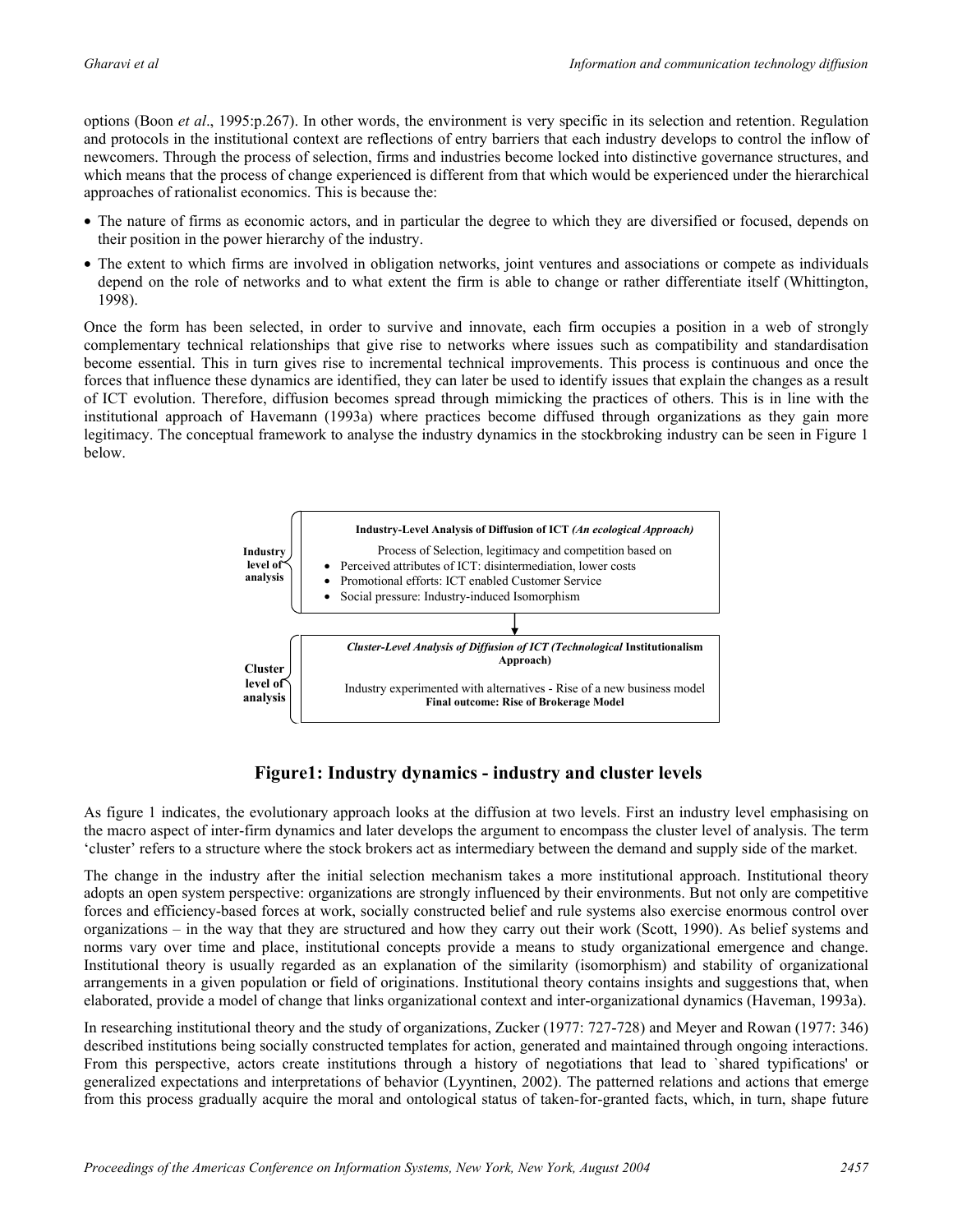options (Boon *et al*., 1995:p.267). In other words, the environment is very specific in its selection and retention. Regulation and protocols in the institutional context are reflections of entry barriers that each industry develops to control the inflow of newcomers. Through the process of selection, firms and industries become locked into distinctive governance structures, and which means that the process of change experienced is different from that which would be experienced under the hierarchical approaches of rationalist economics. This is because the:

- The nature of firms as economic actors, and in particular the degree to which they are diversified or focused, depends on their position in the power hierarchy of the industry.
- The extent to which firms are involved in obligation networks, joint ventures and associations or compete as individuals depend on the role of networks and to what extent the firm is able to change or rather differentiate itself (Whittington, 1998).

Once the form has been selected, in order to survive and innovate, each firm occupies a position in a web of strongly complementary technical relationships that give rise to networks where issues such as compatibility and standardisation become essential. This in turn gives rise to incremental technical improvements. This process is continuous and once the forces that influence these dynamics are identified, they can later be used to identify issues that explain the changes as a result of ICT evolution. Therefore, diffusion becomes spread through mimicking the practices of others. This is in line with the institutional approach of Havemann (1993a) where practices become diffused through organizations as they gain more legitimacy. The conceptual framework to analyse the industry dynamics in the stockbroking industry can be seen in Figure 1 below.

**Industry level of analysis**

**Industry-Level Analysis of Diffusion of ICT *(An ecological Approach)***

Process of Selection, legitimacy and competition based on

- Perceived attributes of ICT: disintermediation, lower costs
- Promotional efforts: ICT enabled Customer Service
- Social pressure: Industry-induced Isomorphism

↓

**Cluster level of analysis**

***Cluster-Level Analysis of Diffusion of ICT (Technological* Institutionalism Approach)**

Industry experimented with alternatives - Rise of a new business model

**Final outcome: Rise of Brokerage Model**

## Figure1: Industry dynamics - industry and cluster levels

As figure 1 indicates, the evolutionary approach looks at the diffusion at two levels. First an industry level emphasising on the macro aspect of inter-firm dynamics and later develops the argument to encompass the cluster level of analysis. The term 'cluster' refers to a structure where the stock brokers act as intermediary between the demand and supply side of the market.

The change in the industry after the initial selection mechanism takes a more institutional approach. Institutional theory adopts an open system perspective: organizations are strongly influenced by their environments. But not only are competitive forces and efficiency-based forces at work, socially constructed belief and rule systems also exercise enormous control over organizations – in the way that they are structured and how they carry out their work (Scott, 1990). As belief systems and norms vary over time and place, institutional concepts provide a means to study organizational emergence and change. Institutional theory is usually regarded as an explanation of the similarity (isomorphism) and stability of organizational arrangements in a given population or field of originations. Institutional theory contains insights and suggestions that, when elaborated, provide a model of change that links organizational context and inter-organizational dynamics (Haveman, 1993a).

In researching institutional theory and the study of organizations, Zucker (1977: 727-728) and Meyer and Rowan (1977: 346) described institutions being socially constructed templates for action, generated and maintained through ongoing interactions. From this perspective, actors create institutions through a history of negotiations that lead to `shared typifications' or generalized expectations and interpretations of behavior (Lyyntinen, 2002). The patterned relations and actions that emerge from this process gradually acquire the moral and ontological status of taken-for-granted facts, which, in turn, shape future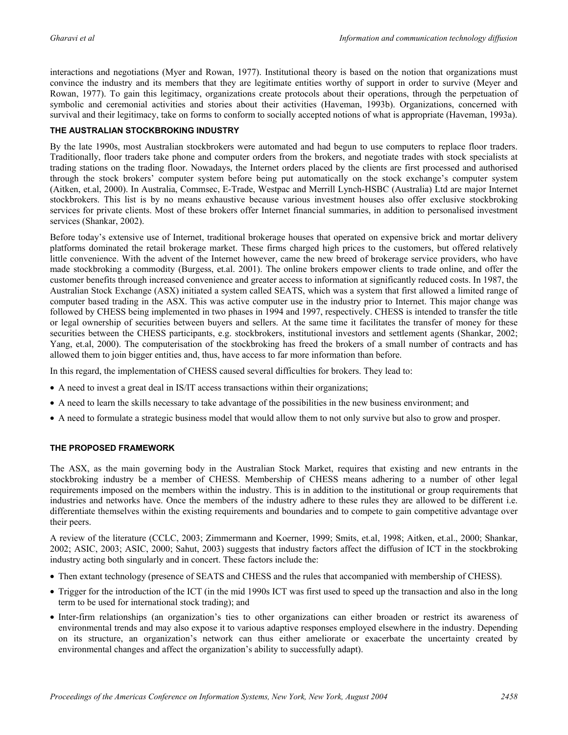interactions and negotiations (Myer and Rowan, 1977). Institutional theory is based on the notion that organizations must convince the industry and its members that they are legitimate entities worthy of support in order to survive (Meyer and Rowan, 1977). To gain this legitimacy, organizations create protocols about their operations, through the perpetuation of symbolic and ceremonial activities and stories about their activities (Haveman, 1993b). Organizations, concerned with survival and their legitimacy, take on forms to conform to socially accepted notions of what is appropriate (Haveman, 1993a).

### THE AUSTRALIAN STOCKBROKING INDUSTRY

By the late 1990s, most Australian stockbrokers were automated and had begun to use computers to replace floor traders. Traditionally, floor traders take phone and computer orders from the brokers, and negotiate trades with stock specialists at trading stations on the trading floor. Nowadays, the Internet orders placed by the clients are first processed and authorised through the stock brokers' computer system before being put automatically on the stock exchange's computer system (Aitken, et.al, 2000). In Australia, Commsec, E-Trade, Westpac and Merrill Lynch-HSBC (Australia) Ltd are major Internet stockbrokers. This list is by no means exhaustive because various investment houses also offer exclusive stockbroking services for private clients. Most of these brokers offer Internet financial summaries, in addition to personalised investment services (Shankar, 2002).

Before today's extensive use of Internet, traditional brokerage houses that operated on expensive brick and mortar delivery platforms dominated the retail brokerage market. These firms charged high prices to the customers, but offered relatively little convenience. With the advent of the Internet however, came the new breed of brokerage service providers, who have made stockbroking a commodity (Burgess, et.al. 2001). The online brokers empower clients to trade online, and offer the customer benefits through increased convenience and greater access to information at significantly reduced costs. In 1987, the Australian Stock Exchange (ASX) initiated a system called SEATS, which was a system that first allowed a limited range of computer based trading in the ASX. This was active computer use in the industry prior to Internet. This major change was followed by CHESS being implemented in two phases in 1994 and 1997, respectively. CHESS is intended to transfer the title or legal ownership of securities between buyers and sellers. At the same time it facilitates the transfer of money for these securities between the CHESS participants, e.g. stockbrokers, institutional investors and settlement agents (Shankar, 2002; Yang, et.al, 2000). The computerisation of the stockbroking has freed the brokers of a small number of contracts and has allowed them to join bigger entities and, thus, have access to far more information than before.

In this regard, the implementation of CHESS caused several difficulties for brokers. They lead to:

- A need to invest a great deal in IS/IT access transactions within their organizations;
- A need to learn the skills necessary to take advantage of the possibilities in the new business environment; and
- A need to formulate a strategic business model that would allow them to not only survive but also to grow and prosper.

### THE PROPOSED FRAMEWORK

The ASX, as the main governing body in the Australian Stock Market, requires that existing and new entrants in the stockbroking industry be a member of CHESS. Membership of CHESS means adhering to a number of other legal requirements imposed on the members within the industry. This is in addition to the institutional or group requirements that industries and networks have. Once the members of the industry adhere to these rules they are allowed to be different i.e. differentiate themselves within the existing requirements and boundaries and to compete to gain competitive advantage over their peers.

A review of the literature (CCLC, 2003; Zimmermann and Koerner, 1999; Smits, et.al, 1998; Aitken, et.al., 2000; Shankar, 2002; ASIC, 2003; ASIC, 2000; Sahut, 2003) suggests that industry factors affect the diffusion of ICT in the stockbroking industry acting both singularly and in concert. These factors include the:

- Then extant technology (presence of SEATS and CHESS and the rules that accompanied with membership of CHESS).
- Trigger for the introduction of the ICT (in the mid 1990s ICT was first used to speed up the transaction and also in the long term to be used for international stock trading); and
- Inter-firm relationships (an organization's ties to other organizations can either broaden or restrict its awareness of environmental trends and may also expose it to various adaptive responses employed elsewhere in the industry. Depending on its structure, an organization's network can thus either ameliorate or exacerbate the uncertainty created by environmental changes and affect the organization's ability to successfully adapt).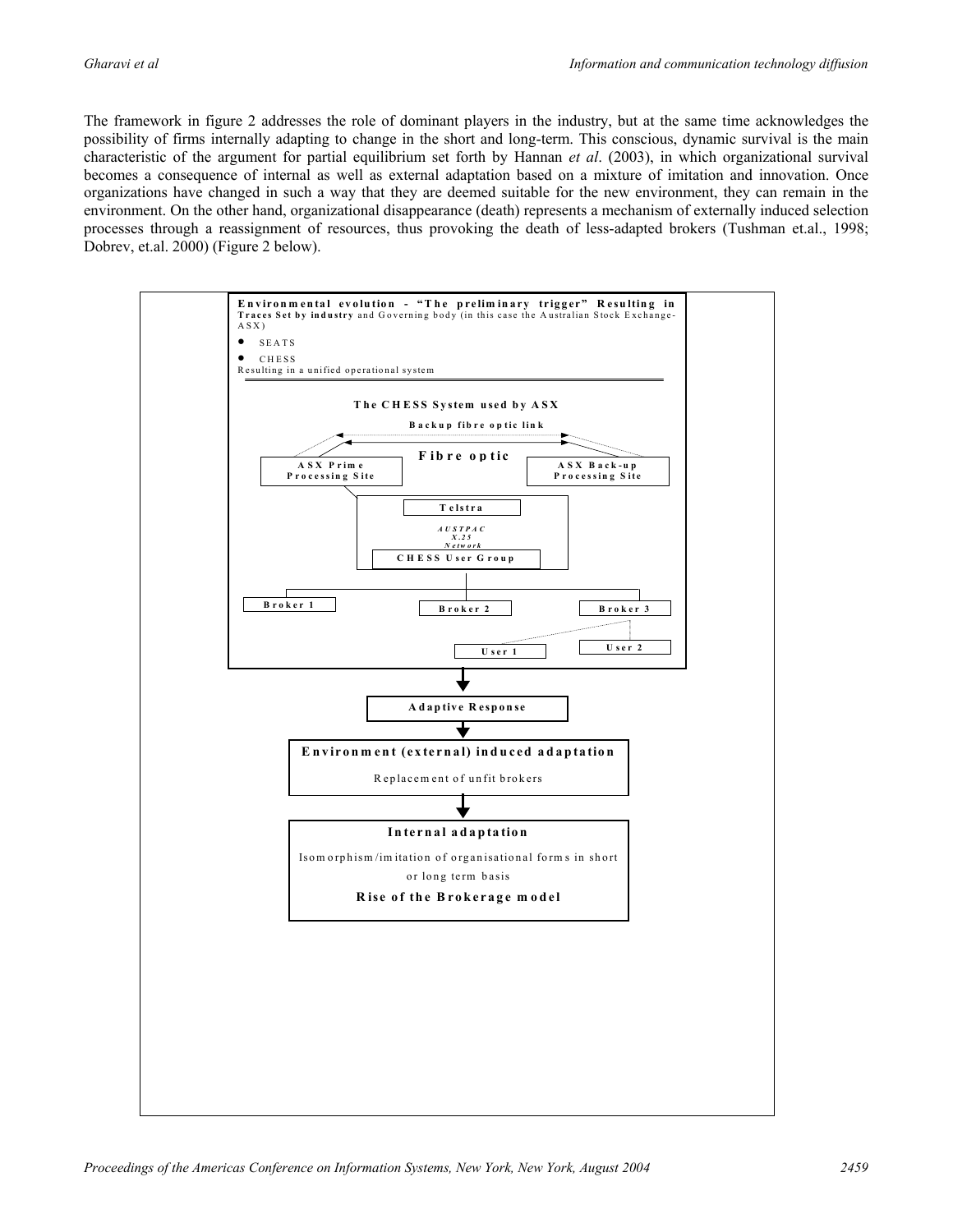The framework in figure 2 addresses the role of dominant players in the industry, but at the same time acknowledges the possibility of firms internally adapting to change in the short and long-term. This conscious, dynamic survival is the main characteristic of the argument for partial equilibrium set forth by Hannan *et al*. (2003), in which organizational survival becomes a consequence of internal as well as external adaptation based on a mixture of imitation and innovation. Once organizations have changed in such a way that they are deemed suitable for the new environment, they can remain in the environment. On the other hand, organizational disappearance (death) represents a mechanism of externally induced selection processes through a reassignment of resources, thus provoking the death of less-adapted brokers (Tushman et.al., 1998; Dobrev, et.al. 2000) (Figure 2 below).

**Environmental evolution - "The preliminary trigger" Resulting in Traces Set by industry** and Governing body (in this case the Australian Stock Exchange-ASX)

- SEATS
- CHESS

Resulting in a unified operational system

**The CHESS System used by ASX**

**Backup fibre optic link**

**Fibre optic**

**ASX Prime Processing Site**

**ASX Back-up Processing Site**

**Telstra**

***AUSTPAC X.25 Network***

**CHESS User Group**

**Broker 1**

**Broker 2**

**Broker 3**

**User 1**

**User 2**

**Adaptive Response**

**Environment (external) induced adaptation**

Replacement of unfit brokers

**Internal adaptation**

Isomorphism/imitation of organisational forms in short or long term basis

**Rise of the Brokerage model**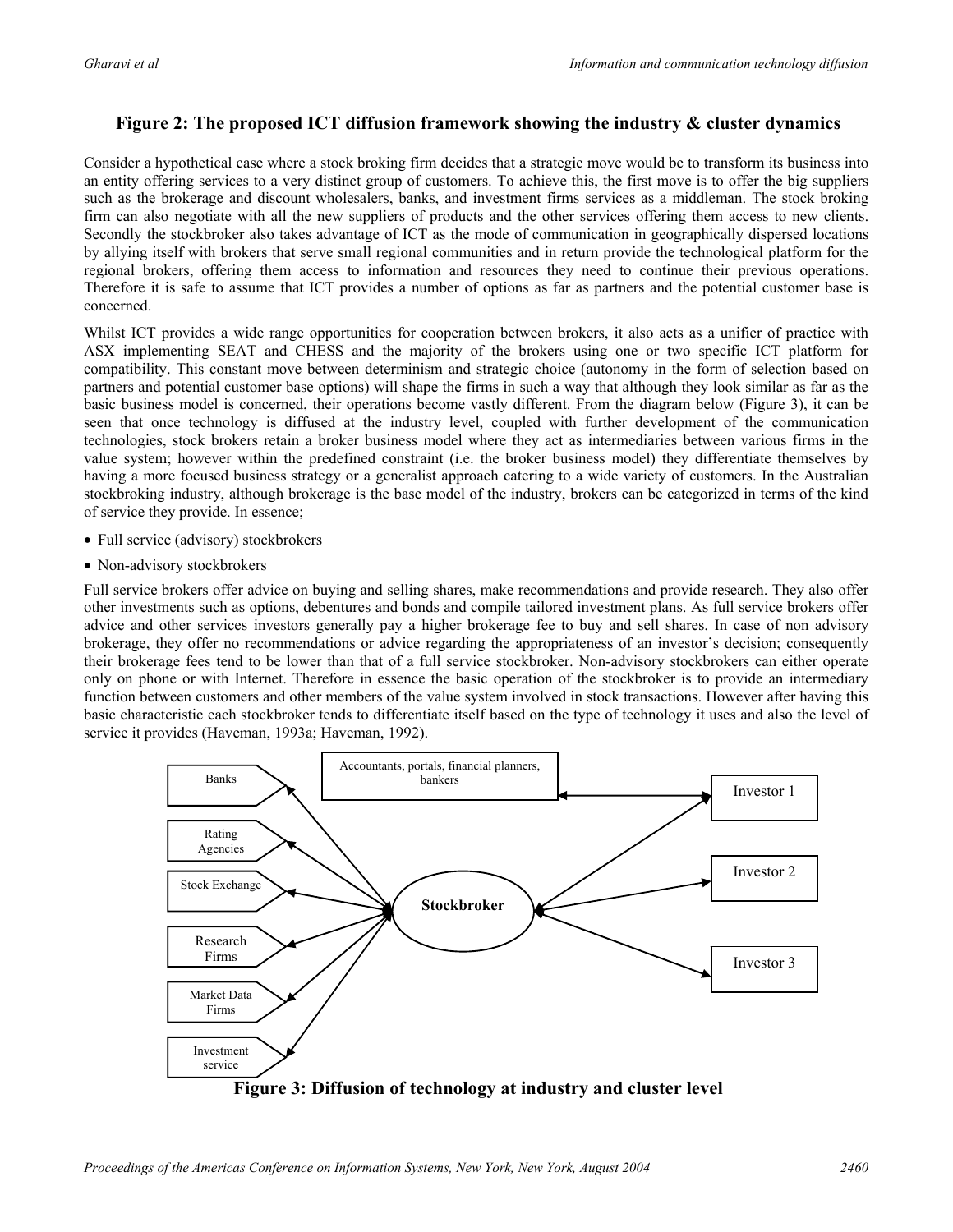## Figure 2: The proposed ICT diffusion framework showing the industry & cluster dynamics

Consider a hypothetical case where a stock broking firm decides that a strategic move would be to transform its business into an entity offering services to a very distinct group of customers. To achieve this, the first move is to offer the big suppliers such as the brokerage and discount wholesalers, banks, and investment firms services as a middleman. The stock broking firm can also negotiate with all the new suppliers of products and the other services offering them access to new clients. Secondly the stockbroker also takes advantage of ICT as the mode of communication in geographically dispersed locations by allying itself with brokers that serve small regional communities and in return provide the technological platform for the regional brokers, offering them access to information and resources they need to continue their previous operations. Therefore it is safe to assume that ICT provides a number of options as far as partners and the potential customer base is concerned.

Whilst ICT provides a wide range opportunities for cooperation between brokers, it also acts as a unifier of practice with ASX implementing SEAT and CHESS and the majority of the brokers using one or two specific ICT platform for compatibility. This constant move between determinism and strategic choice (autonomy in the form of selection based on partners and potential customer base options) will shape the firms in such a way that although they look similar as far as the basic business model is concerned, their operations become vastly different. From the diagram below (Figure 3), it can be seen that once technology is diffused at the industry level, coupled with further development of the communication technologies, stock brokers retain a broker business model where they act as intermediaries between various firms in the value system; however within the predefined constraint (i.e. the broker business model) they differentiate themselves by having a more focused business strategy or a generalist approach catering to a wide variety of customers. In the Australian stockbroking industry, although brokerage is the base model of the industry, brokers can be categorized in terms of the kind of service they provide. In essence;

- Full service (advisory) stockbrokers
- Non-advisory stockbrokers

Full service brokers offer advice on buying and selling shares, make recommendations and provide research. They also offer other investments such as options, debentures and bonds and compile tailored investment plans. As full service brokers offer advice and other services investors generally pay a higher brokerage fee to buy and sell shares. In case of non advisory brokerage, they offer no recommendations or advice regarding the appropriateness of an investor's decision; consequently their brokerage fees tend to be lower than that of a full service stockbroker. Non-advisory stockbrokers can either operate only on phone or with Internet. Therefore in essence the basic operation of the stockbroker is to provide an intermediary function between customers and other members of the value system involved in stock transactions. However after having this basic characteristic each stockbroker tends to differentiate itself based on the type of technology it uses and also the level of service it provides (Haveman, 1993a; Haveman, 1992).

Banks | Rating Agencies | Stock Exchange | Research Firms | Market Data Firms | Investment service | Stockbroker | Accountants, portals, financial planners, bankers | Investor 1 | Investor 2 | Investor 3

**Figure 3: Diffusion of technology at industry and cluster level**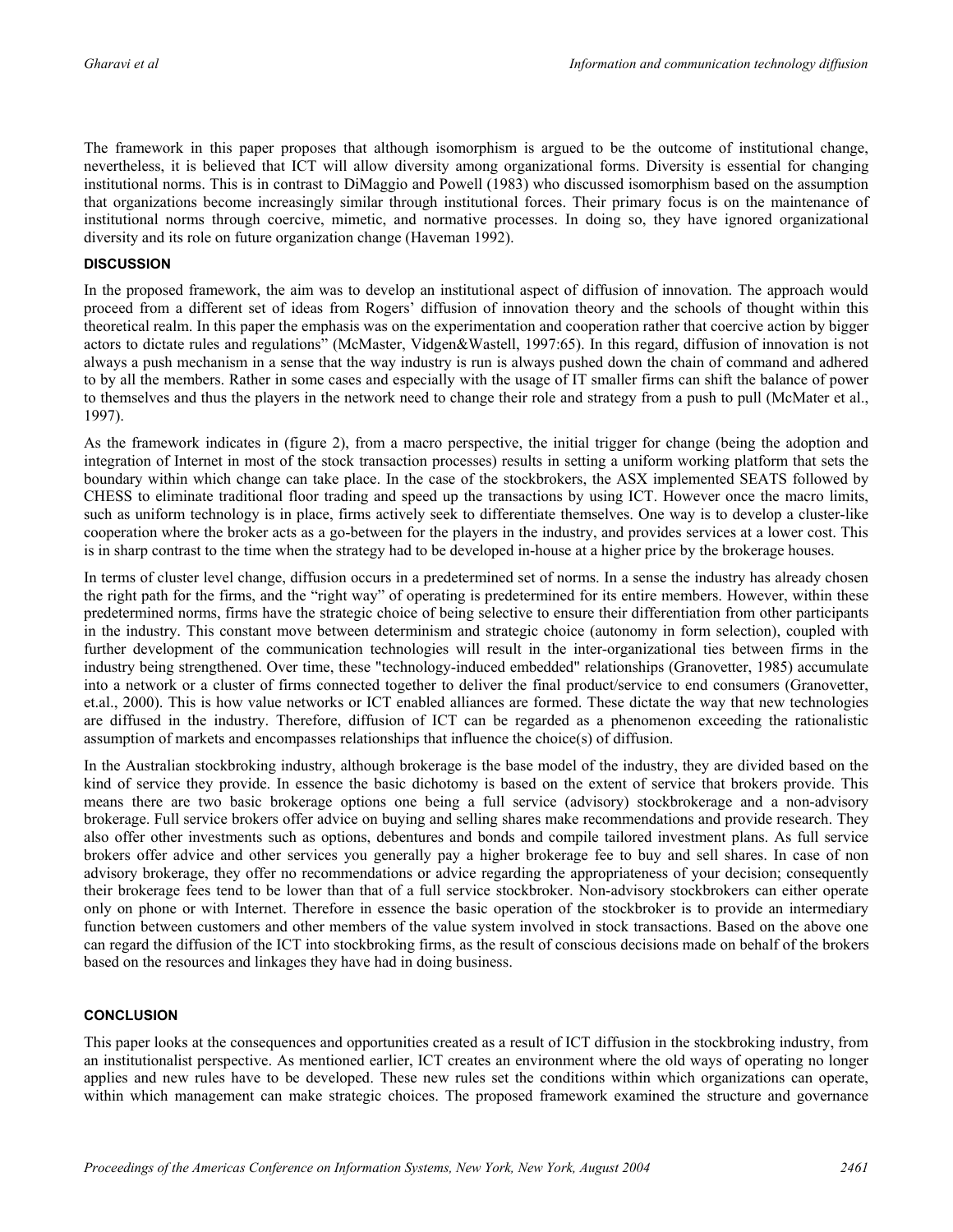The framework in this paper proposes that although isomorphism is argued to be the outcome of institutional change, nevertheless, it is believed that ICT will allow diversity among organizational forms. Diversity is essential for changing institutional norms. This is in contrast to DiMaggio and Powell (1983) who discussed isomorphism based on the assumption that organizations become increasingly similar through institutional forces. Their primary focus is on the maintenance of institutional norms through coercive, mimetic, and normative processes. In doing so, they have ignored organizational diversity and its role on future organization change (Haveman 1992).

## DISCUSSION

In the proposed framework, the aim was to develop an institutional aspect of diffusion of innovation. The approach would proceed from a different set of ideas from Rogers' diffusion of innovation theory and the schools of thought within this theoretical realm. In this paper the emphasis was on the experimentation and cooperation rather that coercive action by bigger actors to dictate rules and regulations" (McMaster, Vidgen&Wastell, 1997:65). In this regard, diffusion of innovation is not always a push mechanism in a sense that the way industry is run is always pushed down the chain of command and adhered to by all the members. Rather in some cases and especially with the usage of IT smaller firms can shift the balance of power to themselves and thus the players in the network need to change their role and strategy from a push to pull (McMater et al., 1997).

As the framework indicates in (figure 2), from a macro perspective, the initial trigger for change (being the adoption and integration of Internet in most of the stock transaction processes) results in setting a uniform working platform that sets the boundary within which change can take place. In the case of the stockbrokers, the ASX implemented SEATS followed by CHESS to eliminate traditional floor trading and speed up the transactions by using ICT. However once the macro limits, such as uniform technology is in place, firms actively seek to differentiate themselves. One way is to develop a cluster-like cooperation where the broker acts as a go-between for the players in the industry, and provides services at a lower cost. This is in sharp contrast to the time when the strategy had to be developed in-house at a higher price by the brokerage houses.

In terms of cluster level change, diffusion occurs in a predetermined set of norms. In a sense the industry has already chosen the right path for the firms, and the "right way" of operating is predetermined for its entire members. However, within these predetermined norms, firms have the strategic choice of being selective to ensure their differentiation from other participants in the industry. This constant move between determinism and strategic choice (autonomy in form selection), coupled with further development of the communication technologies will result in the inter-organizational ties between firms in the industry being strengthened. Over time, these "technology-induced embedded" relationships (Granovetter, 1985) accumulate into a network or a cluster of firms connected together to deliver the final product/service to end consumers (Granovetter, et.al., 2000). This is how value networks or ICT enabled alliances are formed. These dictate the way that new technologies are diffused in the industry. Therefore, diffusion of ICT can be regarded as a phenomenon exceeding the rationalistic assumption of markets and encompasses relationships that influence the choice(s) of diffusion.

In the Australian stockbroking industry, although brokerage is the base model of the industry, they are divided based on the kind of service they provide. In essence the basic dichotomy is based on the extent of service that brokers provide. This means there are two basic brokerage options one being a full service (advisory) stockbrokerage and a non-advisory brokerage. Full service brokers offer advice on buying and selling shares make recommendations and provide research. They also offer other investments such as options, debentures and bonds and compile tailored investment plans. As full service brokers offer advice and other services you generally pay a higher brokerage fee to buy and sell shares. In case of non advisory brokerage, they offer no recommendations or advice regarding the appropriateness of your decision; consequently their brokerage fees tend to be lower than that of a full service stockbroker. Non-advisory stockbrokers can either operate only on phone or with Internet. Therefore in essence the basic operation of the stockbroker is to provide an intermediary function between customers and other members of the value system involved in stock transactions. Based on the above one can regard the diffusion of the ICT into stockbroking firms, as the result of conscious decisions made on behalf of the brokers based on the resources and linkages they have had in doing business.

## CONCLUSION

This paper looks at the consequences and opportunities created as a result of ICT diffusion in the stockbroking industry, from an institutionalist perspective. As mentioned earlier, ICT creates an environment where the old ways of operating no longer applies and new rules have to be developed. These new rules set the conditions within which organizations can operate, within which management can make strategic choices. The proposed framework examined the structure and governance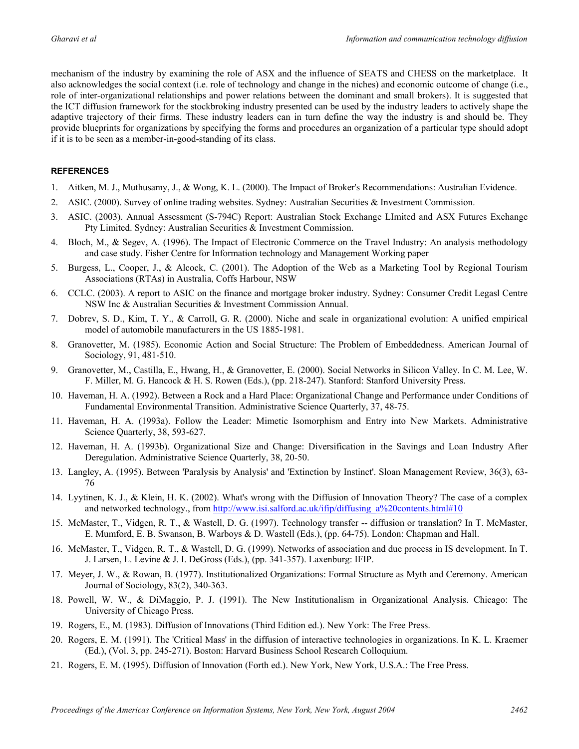mechanism of the industry by examining the role of ASX and the influence of SEATS and CHESS on the marketplace. It also acknowledges the social context (i.e. role of technology and change in the niches) and economic outcome of change (i.e., role of inter-organizational relationships and power relations between the dominant and small brokers). It is suggested that the ICT diffusion framework for the stockbroking industry presented can be used by the industry leaders to actively shape the adaptive trajectory of their firms. These industry leaders can in turn define the way the industry is and should be. They provide blueprints for organizations by specifying the forms and procedures an organization of a particular type should adopt if it is to be seen as a member-in-good-standing of its class.

## REFERENCES

1. Aitken, M. J., Muthusamy, J., & Wong, K. L. (2000). The Impact of Broker's Recommendations: Australian Evidence.
2. ASIC. (2000). Survey of online trading websites. Sydney: Australian Securities & Investment Commission.
3. ASIC. (2003). Annual Assessment (S-794C) Report: Australian Stock Exchange LImited and ASX Futures Exchange Pty Limited. Sydney: Australian Securities & Investment Commission.
4. Bloch, M., & Segev, A. (1996). The Impact of Electronic Commerce on the Travel Industry: An analysis methodology and case study. Fisher Centre for Information technology and Management Working paper
5. Burgess, L., Cooper, J., & Alcock, C. (2001). The Adoption of the Web as a Marketing Tool by Regional Tourism Associations (RTAs) in Australia, Coffs Harbour, NSW
6. CCLC. (2003). A report to ASIC on the finance and mortgage broker industry. Sydney: Consumer Credit Legasl Centre NSW Inc & Australian Securities & Investment Commission Annual.
7. Dobrev, S. D., Kim, T. Y., & Carroll, G. R. (2000). Niche and scale in organizational evolution: A unified empirical model of automobile manufacturers in the US 1885-1981.
8. Granovetter, M. (1985). Economic Action and Social Structure: The Problem of Embeddedness. American Journal of Sociology, 91, 481-510.
9. Granovetter, M., Castilla, E., Hwang, H., & Granovetter, E. (2000). Social Networks in Silicon Valley. In C. M. Lee, W. F. Miller, M. G. Hancock & H. S. Rowen (Eds.), (pp. 218-247). Stanford: Stanford University Press.
10. Haveman, H. A. (1992). Between a Rock and a Hard Place: Organizational Change and Performance under Conditions of Fundamental Environmental Transition. Administrative Science Quarterly, 37, 48-75.
11. Haveman, H. A. (1993a). Follow the Leader: Mimetic Isomorphism and Entry into New Markets. Administrative Science Quarterly, 38, 593-627.
12. Haveman, H. A. (1993b). Organizational Size and Change: Diversification in the Savings and Loan Industry After Deregulation. Administrative Science Quarterly, 38, 20-50.
13. Langley, A. (1995). Between 'Paralysis by Analysis' and 'Extinction by Instinct'. Sloan Management Review, 36(3), 63-76
14. Lyytinen, K. J., & Klein, H. K. (2002). What's wrong with the Diffusion of Innovation Theory? The case of a complex and networked technology., from http://www.isi.salford.ac.uk/ifip/diffusing_a%20contents.html#10
15. McMaster, T., Vidgen, R. T., & Wastell, D. G. (1997). Technology transfer -- diffusion or translation? In T. McMaster, E. Mumford, E. B. Swanson, B. Warboys & D. Wastell (Eds.), (pp. 64-75). London: Chapman and Hall.
16. McMaster, T., Vidgen, R. T., & Wastell, D. G. (1999). Networks of association and due process in IS development. In T. J. Larsen, L. Levine & J. I. DeGross (Eds.), (pp. 341-357). Laxenburg: IFIP.
17. Meyer, J. W., & Rowan, B. (1977). Institutionalized Organizations: Formal Structure as Myth and Ceremony. American Journal of Sociology, 83(2), 340-363.
18. Powell, W. W., & DiMaggio, P. J. (1991). The New Institutionalism in Organizational Analysis. Chicago: The University of Chicago Press.
19. Rogers, E., M. (1983). Diffusion of Innovations (Third Edition ed.). New York: The Free Press.
20. Rogers, E. M. (1991). The 'Critical Mass' in the diffusion of interactive technologies in organizations. In K. L. Kraemer (Ed.), (Vol. 3, pp. 245-271). Boston: Harvard Business School Research Colloquium.
21. Rogers, E. M. (1995). Diffusion of Innovation (Forth ed.). New York, New York, U.S.A.: The Free Press.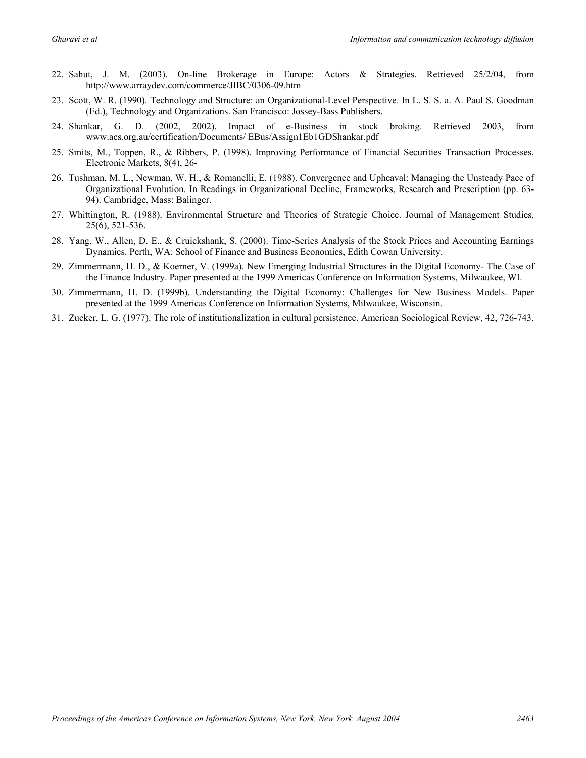22. Sahut, J. M. (2003). On-line Brokerage in Europe: Actors & Strategies. Retrieved 25/2/04, from http://www.arraydev.com/commerce/JIBC/0306-09.htm
23. Scott, W. R. (1990). Technology and Structure: an Organizational-Level Perspective. In L. S. S. a. A. Paul S. Goodman (Ed.), Technology and Organizations. San Francisco: Jossey-Bass Publishers.
24. Shankar, G. D. (2002, 2002). Impact of e-Business in stock broking. Retrieved 2003, from www.acs.org.au/certification/Documents/ EBus/Assign1Eb1GDShankar.pdf
25. Smits, M., Toppen, R., & Ribbers, P. (1998). Improving Performance of Financial Securities Transaction Processes. Electronic Markets, 8(4), 26-
26. Tushman, M. L., Newman, W. H., & Romanelli, E. (1988). Convergence and Upheaval: Managing the Unsteady Pace of Organizational Evolution. In Readings in Organizational Decline, Frameworks, Research and Prescription (pp. 63-94). Cambridge, Mass: Balinger.
27. Whittington, R. (1988). Environmental Structure and Theories of Strategic Choice. Journal of Management Studies, 25(6), 521-536.
28. Yang, W., Allen, D. E., & Cruickshank, S. (2000). Time-Series Analysis of the Stock Prices and Accounting Earnings Dynamics. Perth, WA: School of Finance and Business Economics, Edith Cowan University.
29. Zimmermann, H. D., & Koerner, V. (1999a). New Emerging Industrial Structures in the Digital Economy- The Case of the Finance Industry. Paper presented at the 1999 Americas Conference on Information Systems, Milwaukee, WI.
30. Zimmermann, H. D. (1999b). Understanding the Digital Economy: Challenges for New Business Models. Paper presented at the 1999 Americas Conference on Information Systems, Milwaukee, Wisconsin.
31. Zucker, L. G. (1977). The role of institutionalization in cultural persistence. American Sociological Review, 42, 726-743.